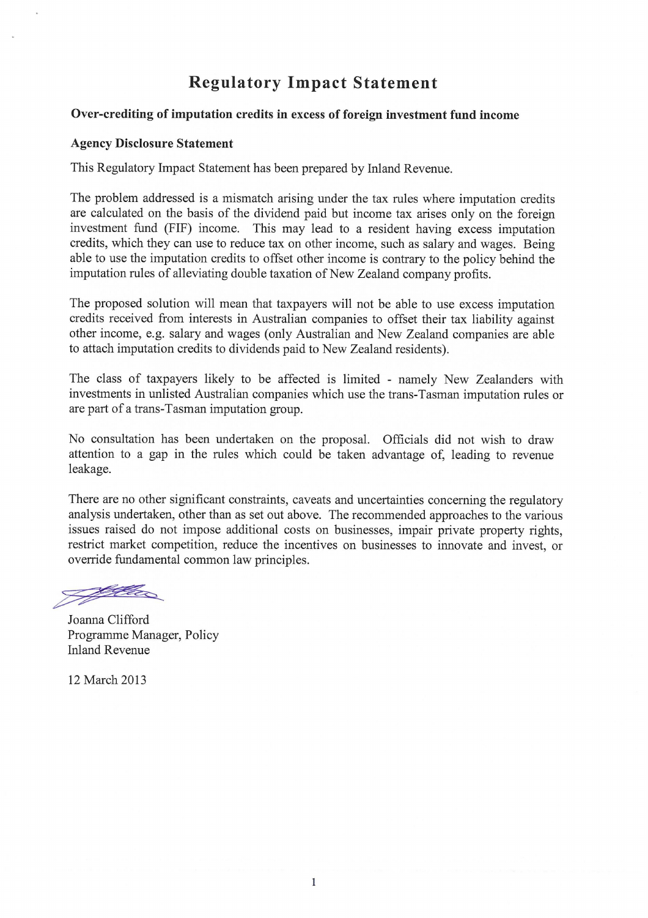# Regulatory Impact Statement

## Over-crediting of imputation credits in excess of foreign investment fund income

### Agency Disclosure Statement

This Regulatory Impact Statement has been prepared by Inland Revenue.

The problem addressed is a mismatch arising under the tax rules where imputation credits are calculated on the basis of the dividend paid but income tax arises only on the foreign investment fund (FIF) income. This may lead to a resident having excess imputation credits, which they can use to reduce tax on other income, such as salary and wages. Being able to use the imputation credits to offset other income is contrary to the policy behind the imputation rules of alleviating double taxation of New Zealand company profits.

The proposed solution will mean that taxpayers will not be able to use excess imputation credits received from interests in Australian companies to offset their tax liability against other income, e.g. salary and wages (only Australian and New Zealand companies are able to attach imputation credits to dividends paid to New Zealand residents).

The class of taxpayers likely to be affected is limited - namely New Zealanders with investments in unlisted Australian companies which use the trans-Tasman imputation rules or are part of a trans-Tasman imputation group.

No consultation has been undertaken on the proposal. Officials did not wish to draw attention to a gap in the rules which could be taken advantage of, leading to revenue leakage.

There are no other significant constraints, caveats and uncertainties concerning the regulatory analysis undertaken, other than as set out above. The recommended approaches to the various issues raised do not impose additional costs on businesses, impair private property rights, restrict market competition, reduce the incentives on businesses to innovate and invest, or override fundamental common law principles.

Joanna Clifford
Programme Manager, Policy
Inland Revenue

12 March 2013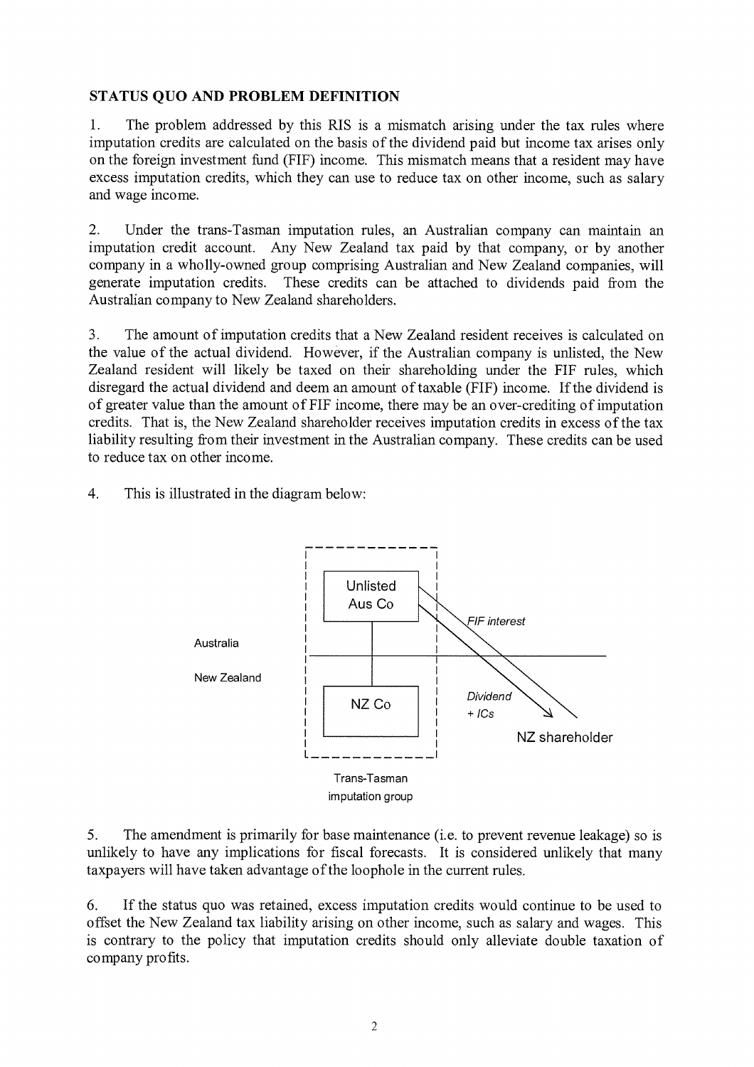**STATUS QUO AND PROBLEM DEFINITION**

1. The problem addressed by this RIS is a mismatch arising under the tax rules where imputation credits are calculated on the basis of the dividend paid but income tax arises only on the foreign investment fund (FIF) income. This mismatch means that a resident may have excess imputation credits, which they can use to reduce tax on other income, such as salary and wage income.

2. Under the trans-Tasman imputation rules, an Australian company can maintain an imputation credit account. Any New Zealand tax paid by that company, or by another company in a wholly-owned group comprising Australian and New Zealand companies, will generate imputation credits. These credits can be attached to dividends paid from the Australian company to New Zealand shareholders.

3. The amount of imputation credits that a New Zealand resident receives is calculated on the value of the actual dividend. However, if the Australian company is unlisted, the New Zealand resident will likely be taxed on their shareholding under the FIF rules, which disregard the actual dividend and deem an amount of taxable (FIF) income. If the dividend is of greater value than the amount of FIF income, there may be an over-crediting of imputation credits. That is, the New Zealand shareholder receives imputation credits in excess of the tax liability resulting from their investment in the Australian company. These credits can be used to reduce tax on other income.

4. This is illustrated in the diagram below:

Australia

New Zealand

Unlisted Aus Co

NZ Co

*FIF interest*

*Dividend + ICs*

NZ shareholder

Trans-Tasman imputation group

5. The amendment is primarily for base maintenance (i.e. to prevent revenue leakage) so is unlikely to have any implications for fiscal forecasts. It is considered unlikely that many taxpayers will have taken advantage of the loophole in the current rules.

6. If the status quo was retained, excess imputation credits would continue to be used to offset the New Zealand tax liability arising on other income, such as salary and wages. This is contrary to the policy that imputation credits should only alleviate double taxation of company profits.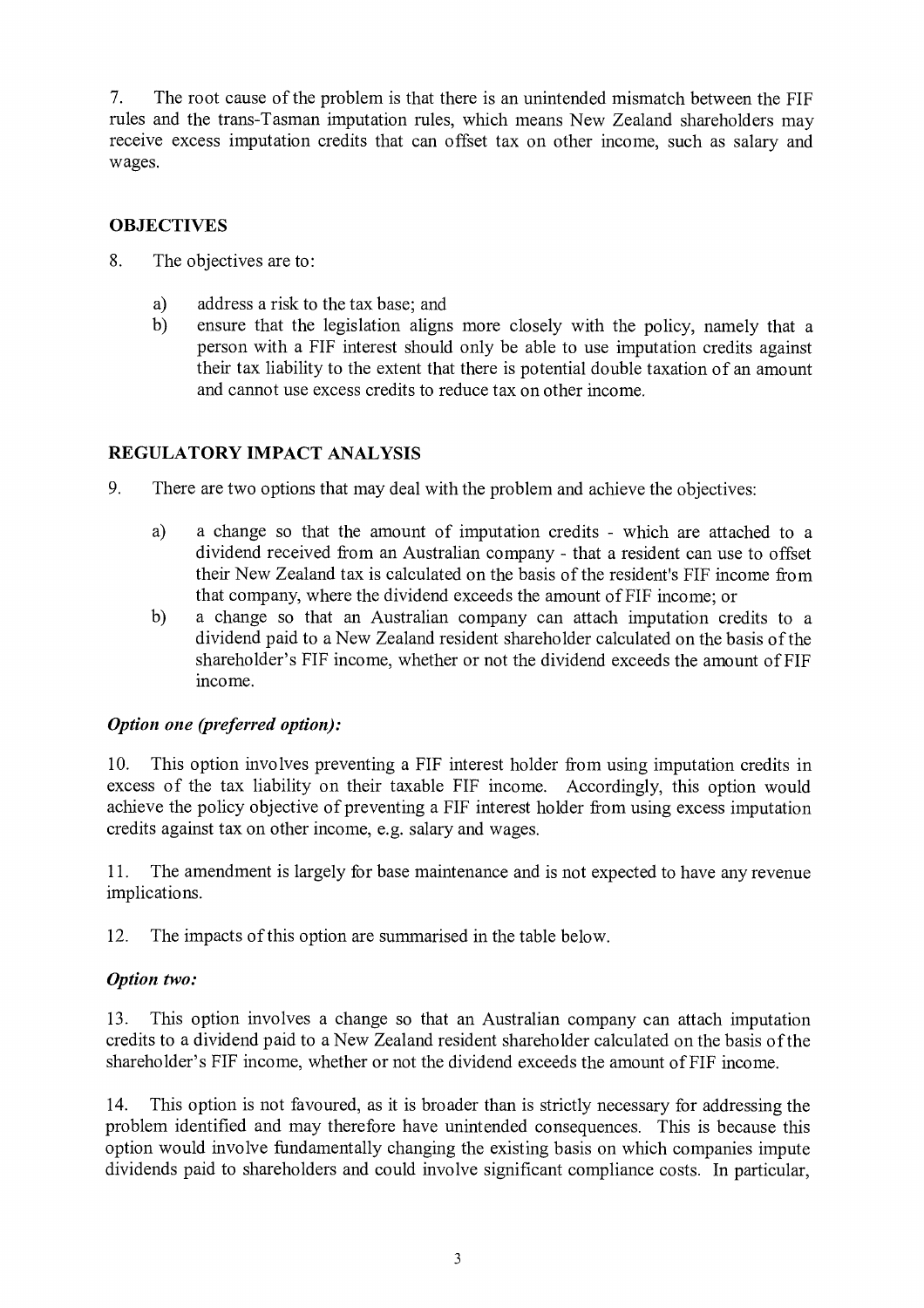7. The root cause of the problem is that there is an unintended mismatch between the FIF rules and the trans-Tasman imputation rules, which means New Zealand shareholders may receive excess imputation credits that can offset tax on other income, such as salary and wages.

## OBJECTIVES

8. The objectives are to:

   a) address a risk to the tax base; and

   b) ensure that the legislation aligns more closely with the policy, namely that a person with a FIF interest should only be able to use imputation credits against their tax liability to the extent that there is potential double taxation of an amount and cannot use excess credits to reduce tax on other income.

## REGULATORY IMPACT ANALYSIS

9. There are two options that may deal with the problem and achieve the objectives:

   a) a change so that the amount of imputation credits - which are attached to a dividend received from an Australian company - that a resident can use to offset their New Zealand tax is calculated on the basis of the resident's FIF income from that company, where the dividend exceeds the amount of FIF income; or

   b) a change so that an Australian company can attach imputation credits to a dividend paid to a New Zealand resident shareholder calculated on the basis of the shareholder's FIF income, whether or not the dividend exceeds the amount of FIF income.

### *Option one (preferred option):*

10. This option involves preventing a FIF interest holder from using imputation credits in excess of the tax liability on their taxable FIF income. Accordingly, this option would achieve the policy objective of preventing a FIF interest holder from using excess imputation credits against tax on other income, e.g. salary and wages.

11. The amendment is largely for base maintenance and is not expected to have any revenue implications.

12. The impacts of this option are summarised in the table below.

### *Option two:*

13. This option involves a change so that an Australian company can attach imputation credits to a dividend paid to a New Zealand resident shareholder calculated on the basis of the shareholder's FIF income, whether or not the dividend exceeds the amount of FIF income.

14. This option is not favoured, as it is broader than is strictly necessary for addressing the problem identified and may therefore have unintended consequences. This is because this option would involve fundamentally changing the existing basis on which companies impute dividends paid to shareholders and could involve significant compliance costs. In particular,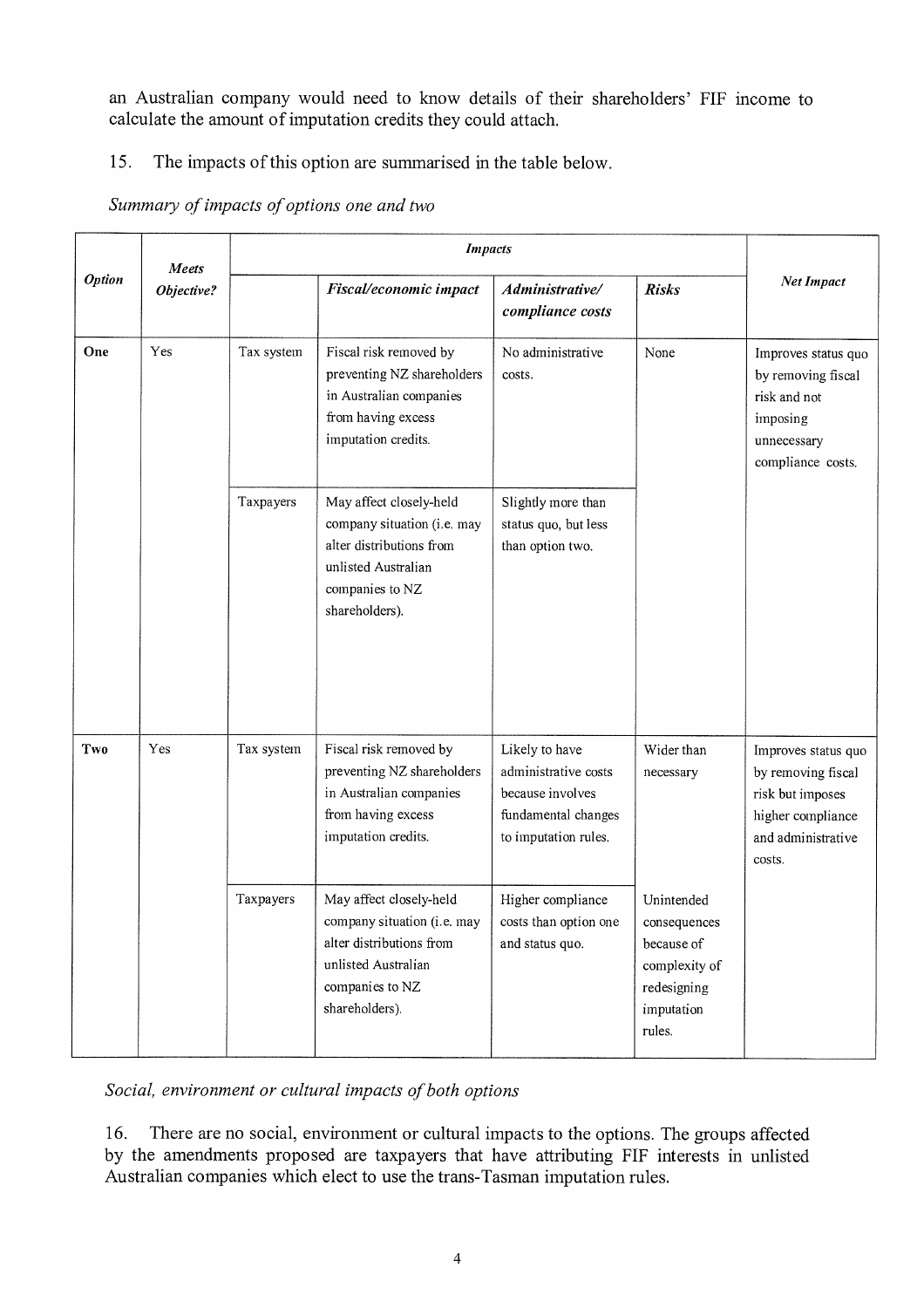an Australian company would need to know details of their shareholders' FIF income to calculate the amount of imputation credits they could attach.

15. The impacts of this option are summarised in the table below.

*Summary of impacts of options one and two*

| Option | Meets Objective? | Impacts | | | | Net Impact |
|---|---|---|---|---|---|---|
| | | | ***Fiscal/economic impact*** | ***Administrative/ compliance costs*** | ***Risks*** | |
| **One** | Yes | Tax system | Fiscal risk removed by preventing NZ shareholders in Australian companies from having excess imputation credits. | No administrative costs. | None | Improves status quo by removing fiscal risk and not imposing unnecessary compliance costs. |
| | | Taxpayers | May affect closely-held company situation (i.e. may alter distributions from unlisted Australian companies to NZ shareholders). | Slightly more than status quo, but less than option two. | | |
| **Two** | Yes | Tax system | Fiscal risk removed by preventing NZ shareholders in Australian companies from having excess imputation credits. | Likely to have administrative costs because involves fundamental changes to imputation rules. | Wider than necessary | Improves status quo by removing fiscal risk but imposes higher compliance and administrative costs. |
| | | Taxpayers | May affect closely-held company situation (i.e. may alter distributions from unlisted Australian companies to NZ shareholders). | Higher compliance costs than option one and status quo. | Unintended consequences because of complexity of redesigning imputation rules. | |

*Social, environment or cultural impacts of both options*

16. There are no social, environment or cultural impacts to the options. The groups affected by the amendments proposed are taxpayers that have attributing FIF interests in unlisted Australian companies which elect to use the trans-Tasman imputation rules.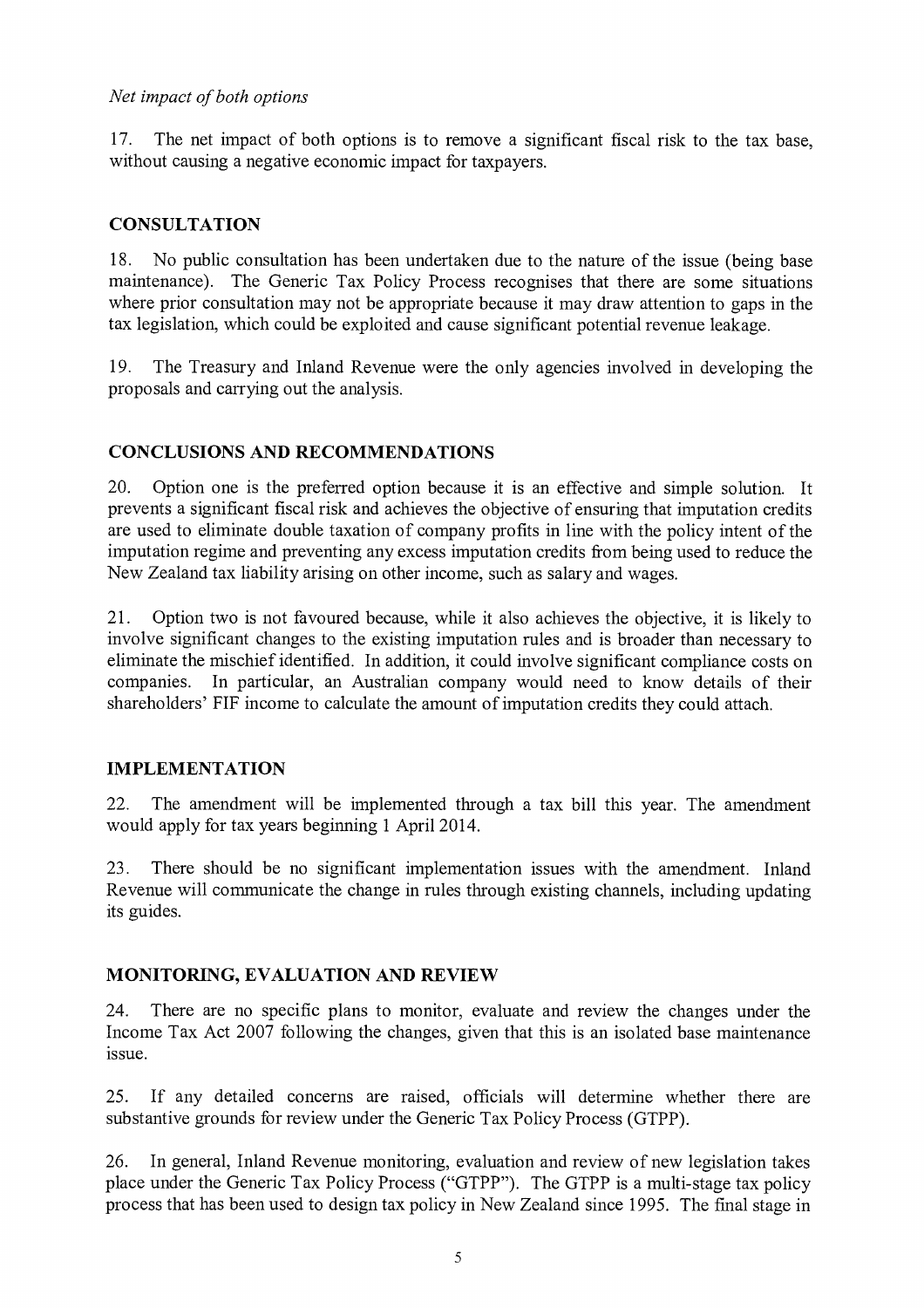*Net impact of both options*

17. The net impact of both options is to remove a significant fiscal risk to the tax base, without causing a negative economic impact for taxpayers.

## CONSULTATION

18. No public consultation has been undertaken due to the nature of the issue (being base maintenance). The Generic Tax Policy Process recognises that there are some situations where prior consultation may not be appropriate because it may draw attention to gaps in the tax legislation, which could be exploited and cause significant potential revenue leakage.

19. The Treasury and Inland Revenue were the only agencies involved in developing the proposals and carrying out the analysis.

## CONCLUSIONS AND RECOMMENDATIONS

20. Option one is the preferred option because it is an effective and simple solution. It prevents a significant fiscal risk and achieves the objective of ensuring that imputation credits are used to eliminate double taxation of company profits in line with the policy intent of the imputation regime and preventing any excess imputation credits from being used to reduce the New Zealand tax liability arising on other income, such as salary and wages.

21. Option two is not favoured because, while it also achieves the objective, it is likely to involve significant changes to the existing imputation rules and is broader than necessary to eliminate the mischief identified. In addition, it could involve significant compliance costs on companies. In particular, an Australian company would need to know details of their shareholders' FIF income to calculate the amount of imputation credits they could attach.

## IMPLEMENTATION

22. The amendment will be implemented through a tax bill this year. The amendment would apply for tax years beginning 1 April 2014.

23. There should be no significant implementation issues with the amendment. Inland Revenue will communicate the change in rules through existing channels, including updating its guides.

## MONITORING, EVALUATION AND REVIEW

24. There are no specific plans to monitor, evaluate and review the changes under the Income Tax Act 2007 following the changes, given that this is an isolated base maintenance issue.

25. If any detailed concerns are raised, officials will determine whether there are substantive grounds for review under the Generic Tax Policy Process (GTPP).

26. In general, Inland Revenue monitoring, evaluation and review of new legislation takes place under the Generic Tax Policy Process ("GTPP"). The GTPP is a multi-stage tax policy process that has been used to design tax policy in New Zealand since 1995. The final stage in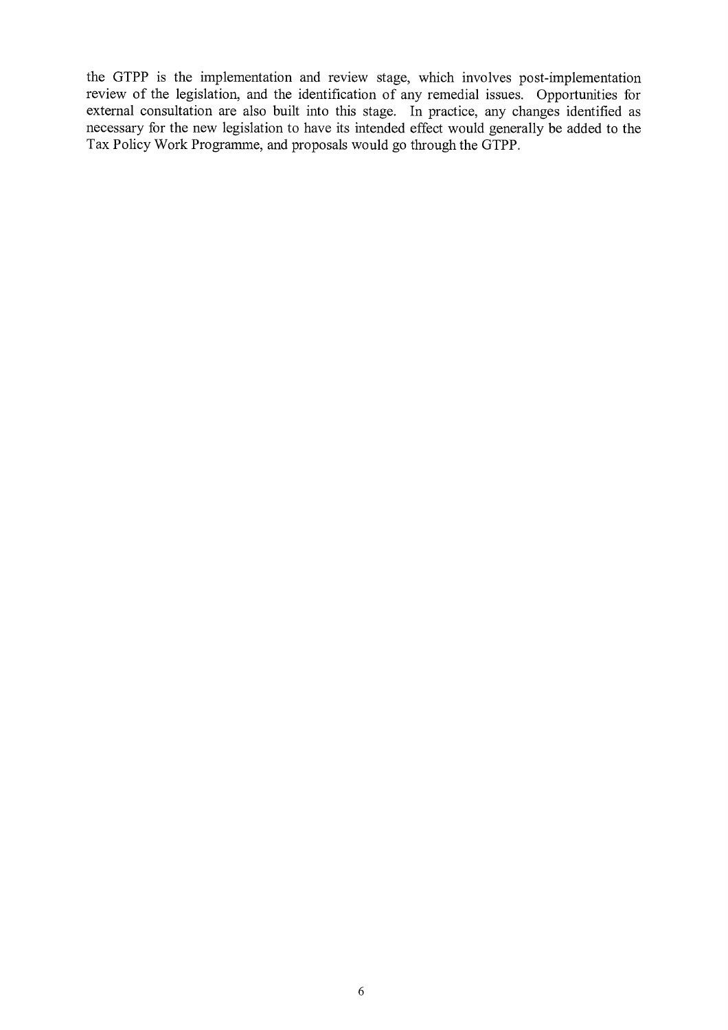the GTPP is the implementation and review stage, which involves post-implementation review of the legislation, and the identification of any remedial issues. Opportunities for external consultation are also built into this stage. In practice, any changes identified as necessary for the new legislation to have its intended effect would generally be added to the Tax Policy Work Programme, and proposals would go through the GTPP.